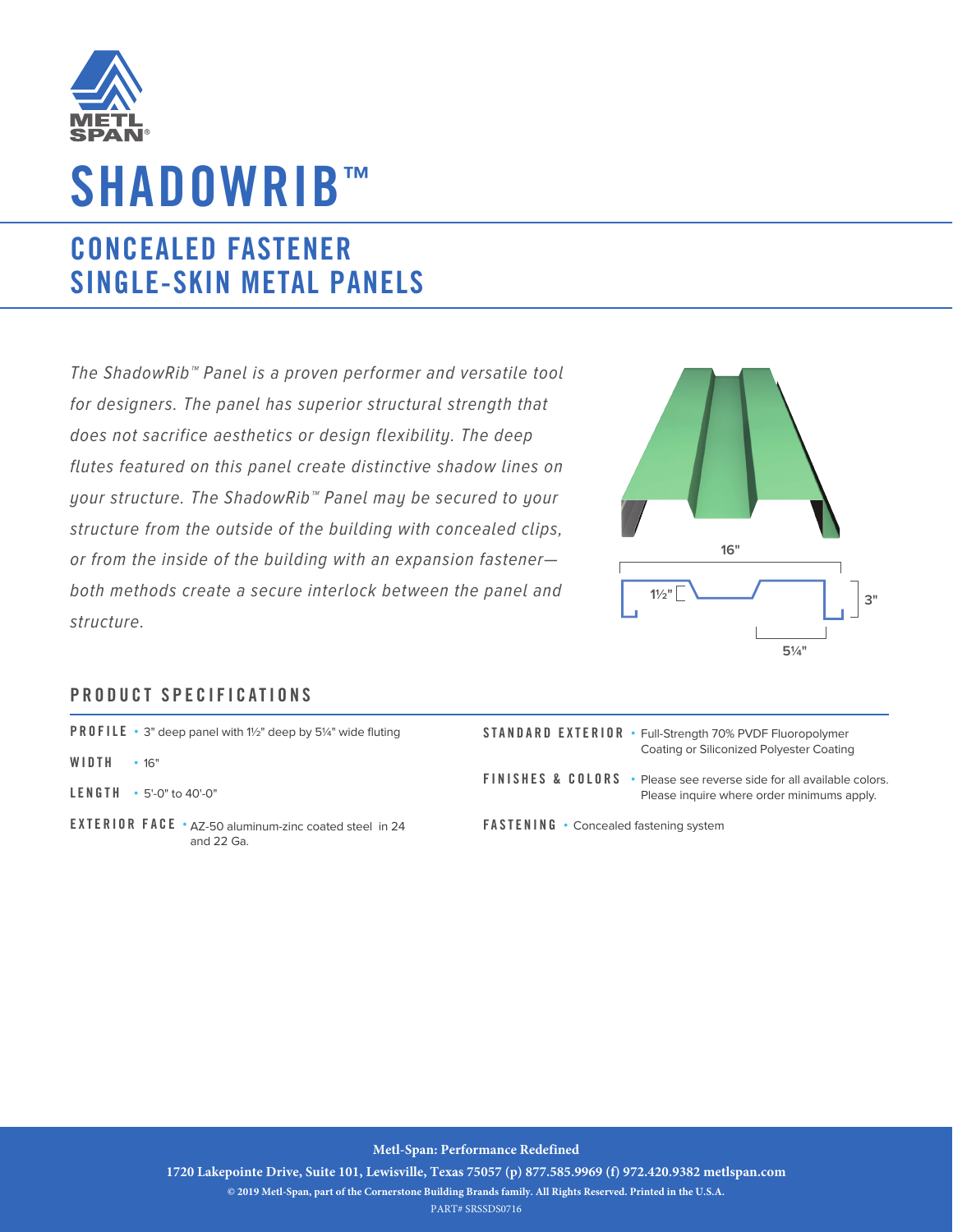# SHADOWRIB™

## CONCEALED FASTENER SINGLE-SKIN METAL PANELS

*The ShadowRib™ Panel is a proven performer and versatile tool for designers. The panel has superior structural strength that does not sacrifice aesthetics or design flexibility. The deep flutes featured on this panel create distinctive shadow lines on your structure. The ShadowRib™ Panel may be secured to your structure from the outside of the building with concealed clips, or from the inside of the building with an expansion fastener—both methods create a secure interlock between the panel and structure.*

16"

1½"

3"

5¼"

## PRODUCT SPECIFICATIONS

**PROFILE** • 3" deep panel with 1½" deep by 5¼" wide fluting

**WIDTH** • 16"

**LENGTH** • 5'-0" to 40'-0"

**EXTERIOR FACE** • AZ-50 aluminum-zinc coated steel in 24 and 22 Ga.

**STANDARD EXTERIOR** • Full-Strength 70% PVDF Fluoropolymer Coating or Siliconized Polyester Coating

**FINISHES & COLORS** • Please see reverse side for all available colors. Please inquire where order minimums apply.

**FASTENING** • Concealed fastening system

**Metl-Span: Performance Redefined**

**1720 Lakepointe Drive, Suite 101, Lewisville, Texas 75057 (p) 877.585.9969 (f) 972.420.9382 metlspan.com**

**© 2019 Metl-Span, part of the Cornerstone Building Brands family. All Rights Reserved. Printed in the U.S.A.**

PART# SRSSDS0716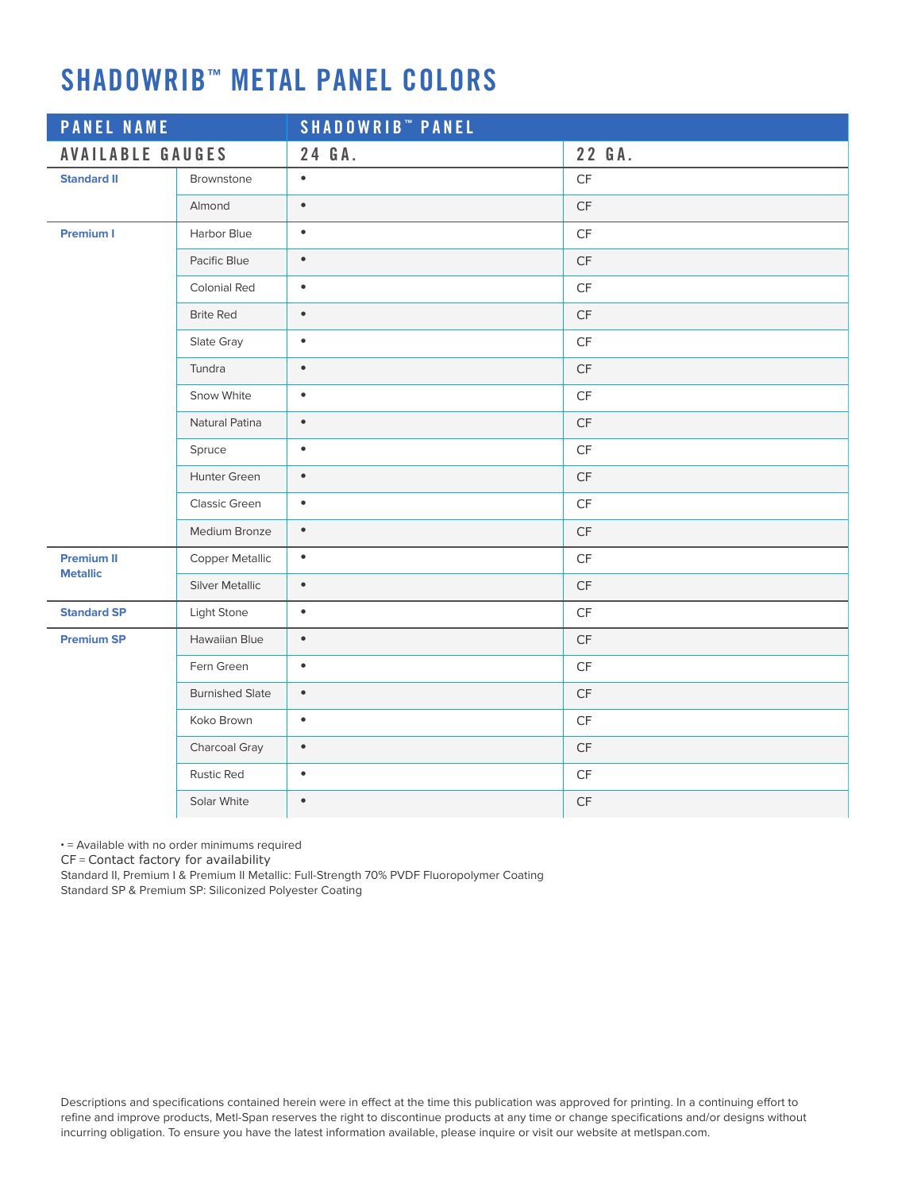# SHADOWRIB™ METAL PANEL COLORS

| PANEL NAME | | SHADOWRIB™ PANEL | |
|---|---|---|---|
| AVAILABLE GAUGES | | 24 GA. | 22 GA. |
| **Standard II** | Brownstone | • | CF |
| | Almond | • | CF |
| **Premium I** | Harbor Blue | • | CF |
| | Pacific Blue | • | CF |
| | Colonial Red | • | CF |
| | Brite Red | • | CF |
| | Slate Gray | • | CF |
| | Tundra | • | CF |
| | Snow White | • | CF |
| | Natural Patina | • | CF |
| | Spruce | • | CF |
| | Hunter Green | • | CF |
| | Classic Green | • | CF |
| | Medium Bronze | • | CF |
| **Premium II Metallic** | Copper Metallic | • | CF |
| | Silver Metallic | • | CF |
| **Standard SP** | Light Stone | • | CF |
| **Premium SP** | Hawaiian Blue | • | CF |
| | Fern Green | • | CF |
| | Burnished Slate | • | CF |
| | Koko Brown | • | CF |
| | Charcoal Gray | • | CF |
| | Rustic Red | • | CF |
| | Solar White | • | CF |

• = Available with no order minimums required
CF = Contact factory for availability
Standard II, Premium I & Premium II Metallic: Full-Strength 70% PVDF Fluoropolymer Coating
Standard SP & Premium SP: Siliconized Polyester Coating

Descriptions and specifications contained herein were in effect at the time this publication was approved for printing. In a continuing effort to refine and improve products, Metl-Span reserves the right to discontinue products at any time or change specifications and/or designs without incurring obligation. To ensure you have the latest information available, please inquire or visit our website at metlspan.com.